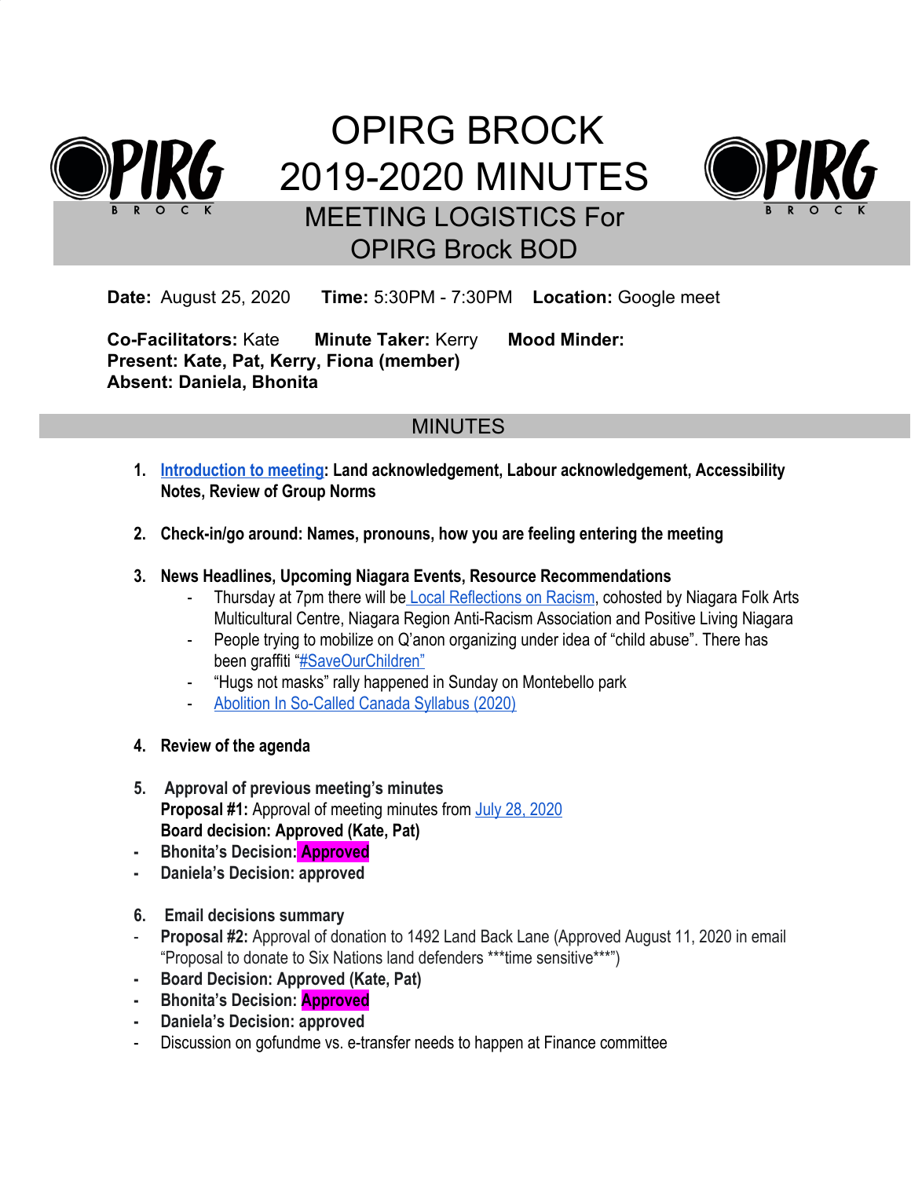# OPIRG BROCK 2019-2020 MINUTES

## MEETING LOGISTICS For OPIRG Brock BOD

**Date:** August 25, 2020 **Time:** 5:30PM - 7:30PM **Location:** Google meet

**Co-Facilitators:** Kate **Minute Taker:** Kerry **Mood Minder:**
**Present: Kate, Pat, Kerry, Fiona (member)**
**Absent: Daniela, Bhonita**

## MINUTES

1. **Introduction to meeting: Land acknowledgement, Labour acknowledgement, Accessibility Notes, Review of Group Norms**

2. **Check-in/go around: Names, pronouns, how you are feeling entering the meeting**

3. **News Headlines, Upcoming Niagara Events, Resource Recommendations**
   - Thursday at 7pm there will be Local Reflections on Racism, cohosted by Niagara Folk Arts Multicultural Centre, Niagara Region Anti-Racism Association and Positive Living Niagara
   - People trying to mobilize on Q'anon organizing under idea of "child abuse". There has been graffiti "#SaveOurChildren"
   - "Hugs not masks" rally happened in Sunday on Montebello park
   - Abolition In So-Called Canada Syllabus (2020)

4. **Review of the agenda**

5. **Approval of previous meeting's minutes**
   **Proposal #1:** Approval of meeting minutes from July 28, 2020
   **Board decision: Approved (Kate, Pat)**

- **Bhonita's Decision: Approved**
- **Daniela's Decision: approved**

6. **Email decisions summary**

- **Proposal #2:** Approval of donation to 1492 Land Back Lane (Approved August 11, 2020 in email "Proposal to donate to Six Nations land defenders ***time sensitive***")
- **Board Decision: Approved (Kate, Pat)**
- **Bhonita's Decision: Approved**
- **Daniela's Decision: approved**
- Discussion on gofundme vs. e-transfer needs to happen at Finance committee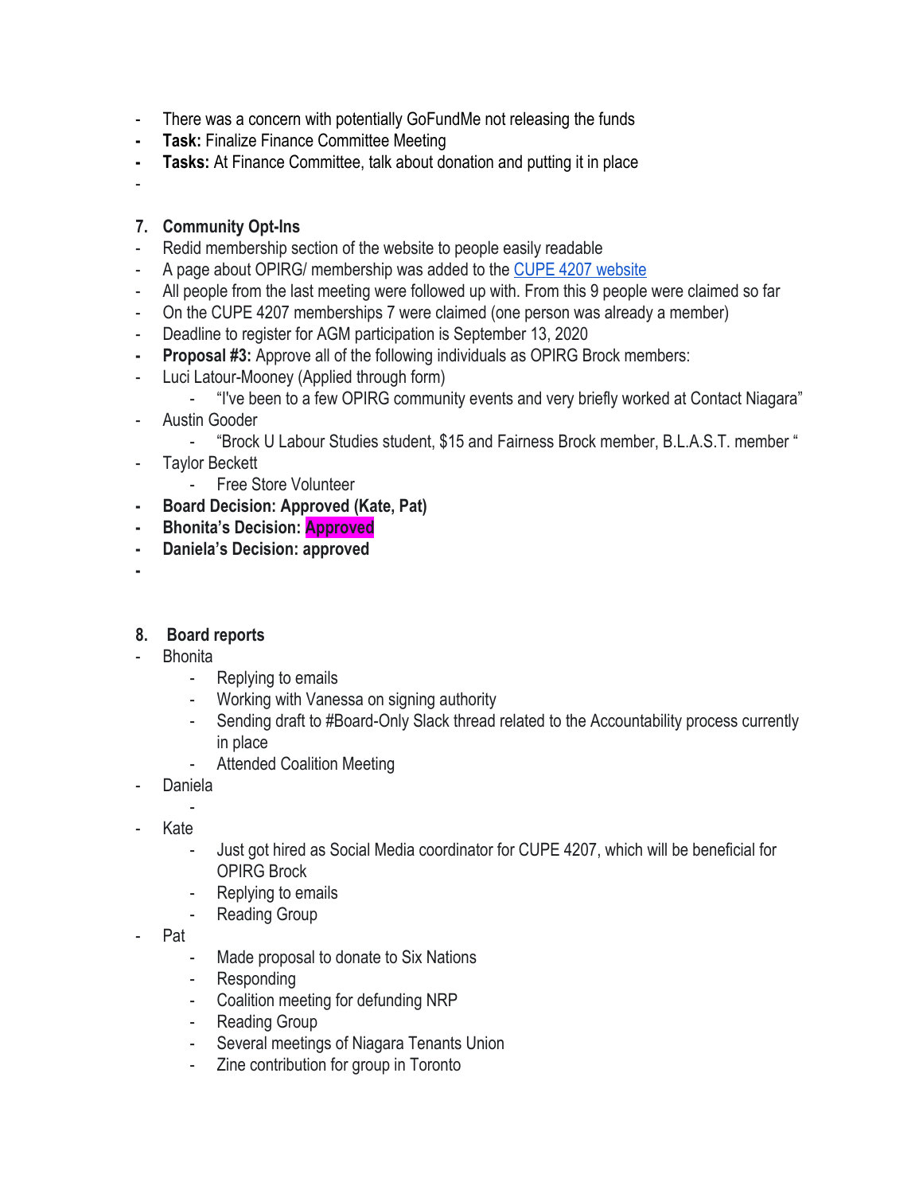- There was a concern with potentially GoFundMe not releasing the funds
- **Task:** Finalize Finance Committee Meeting
- **Tasks:** At Finance Committee, talk about donation and putting it in place
-

**7. Community Opt-Ins**

- Redid membership section of the website to people easily readable
- A page about OPIRG/ membership was added to the CUPE 4207 website
- All people from the last meeting were followed up with. From this 9 people were claimed so far
- On the CUPE 4207 memberships 7 were claimed (one person was already a member)
- Deadline to register for AGM participation is September 13, 2020
- **Proposal #3:** Approve all of the following individuals as OPIRG Brock members:
- Luci Latour-Mooney (Applied through form)
    - "I've been to a few OPIRG community events and very briefly worked at Contact Niagara"
- Austin Gooder
    - "Brock U Labour Studies student, $15 and Fairness Brock member, B.L.A.S.T. member "
- Taylor Beckett
    - Free Store Volunteer
- **Board Decision: Approved (Kate, Pat)**
- **Bhonita's Decision: Approved**
- **Daniela's Decision: approved**
-

**8. Board reports**

- Bhonita
    - Replying to emails
    - Working with Vanessa on signing authority
    - Sending draft to #Board-Only Slack thread related to the Accountability process currently in place
    - Attended Coalition Meeting
- Daniela
    -
- Kate
    - Just got hired as Social Media coordinator for CUPE 4207, which will be beneficial for OPIRG Brock
    - Replying to emails
    - Reading Group
- Pat
    - Made proposal to donate to Six Nations
    - Responding
    - Coalition meeting for defunding NRP
    - Reading Group
    - Several meetings of Niagara Tenants Union
    - Zine contribution for group in Toronto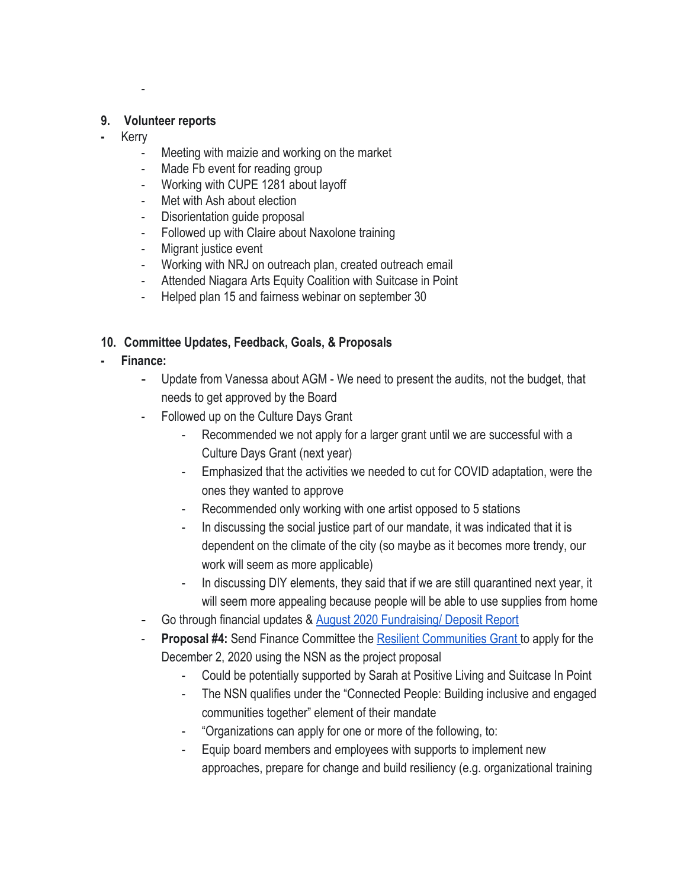-

## 9. Volunteer reports

- Kerry
  - Meeting with maizie and working on the market
  - Made Fb event for reading group
  - Working with CUPE 1281 about layoff
  - Met with Ash about election
  - Disorientation guide proposal
  - Followed up with Claire about Naxolone training
  - Migrant justice event
  - Working with NRJ on outreach plan, created outreach email
  - Attended Niagara Arts Equity Coalition with Suitcase in Point
  - Helped plan 15 and fairness webinar on september 30

## 10. Committee Updates, Feedback, Goals, & Proposals

- **Finance:**
  - Update from Vanessa about AGM - We need to present the audits, not the budget, that needs to get approved by the Board
  - Followed up on the Culture Days Grant
    - Recommended we not apply for a larger grant until we are successful with a Culture Days Grant (next year)
    - Emphasized that the activities we needed to cut for COVID adaptation, were the ones they wanted to approve
    - Recommended only working with one artist opposed to 5 stations
    - In discussing the social justice part of our mandate, it was indicated that it is dependent on the climate of the city (so maybe as it becomes more trendy, our work will seem as more applicable)
    - In discussing DIY elements, they said that if we are still quarantined next year, it will seem more appealing because people will be able to use supplies from home
  - Go through financial updates & [August 2020 Fundraising/ Deposit Report]
  - **Proposal #4:** Send Finance Committee the [Resilient Communities Grant] to apply for the December 2, 2020 using the NSN as the project proposal
    - Could be potentially supported by Sarah at Positive Living and Suitcase In Point
    - The NSN qualifies under the "Connected People: Building inclusive and engaged communities together" element of their mandate
    - "Organizations can apply for one or more of the following, to:
    - Equip board members and employees with supports to implement new approaches, prepare for change and build resiliency (e.g. organizational training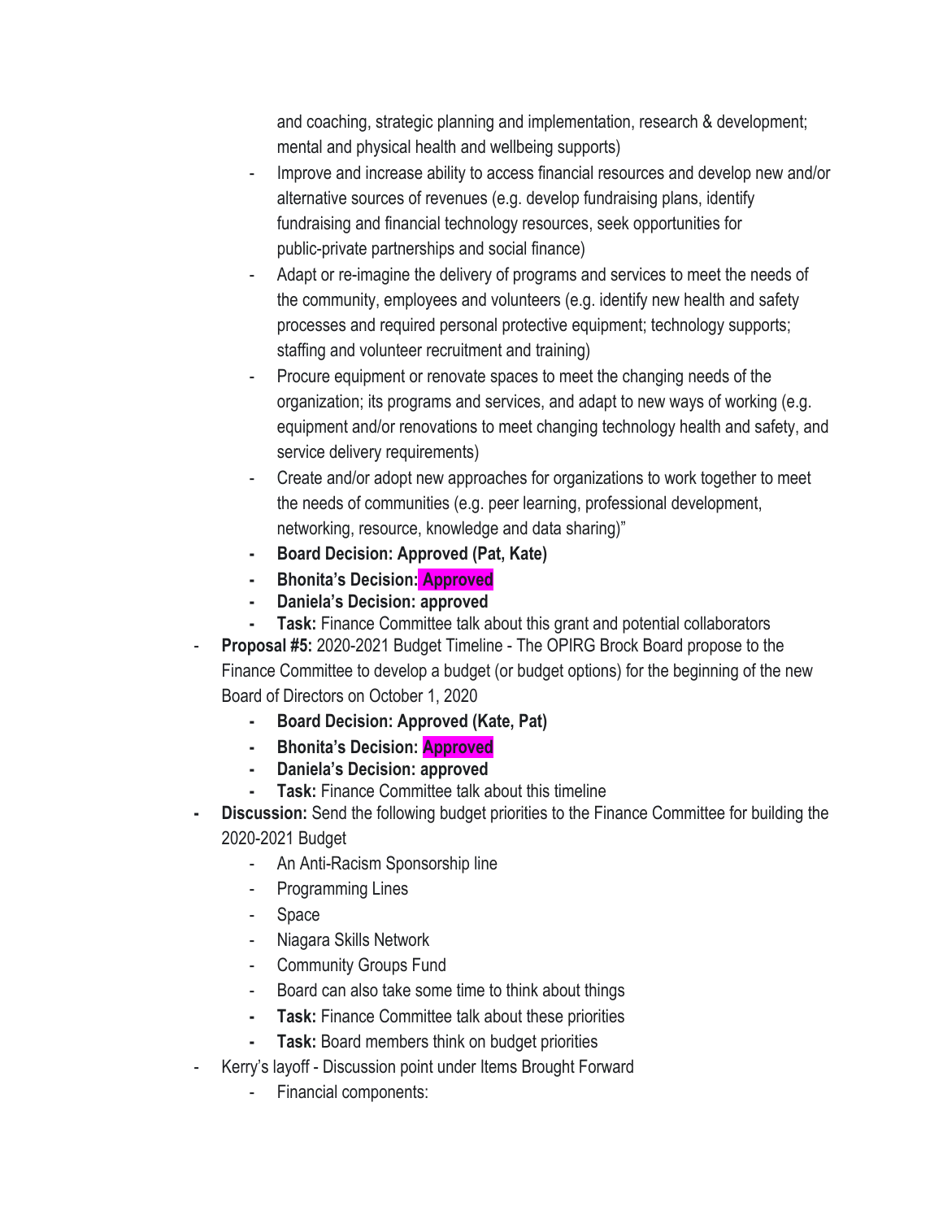and coaching, strategic planning and implementation, research & development; mental and physical health and wellbeing supports)
    - Improve and increase ability to access financial resources and develop new and/or alternative sources of revenues (e.g. develop fundraising plans, identify fundraising and financial technology resources, seek opportunities for public-private partnerships and social finance)
    - Adapt or re-imagine the delivery of programs and services to meet the needs of the community, employees and volunteers (e.g. identify new health and safety processes and required personal protective equipment; technology supports; staffing and volunteer recruitment and training)
    - Procure equipment or renovate spaces to meet the changing needs of the organization; its programs and services, and adapt to new ways of working (e.g. equipment and/or renovations to meet changing technology health and safety, and service delivery requirements)
    - Create and/or adopt new approaches for organizations to work together to meet the needs of communities (e.g. peer learning, professional development, networking, resource, knowledge and data sharing)"
    - **Board Decision: Approved (Pat, Kate)**
    - **Bhonita's Decision: Approved**
    - **Daniela's Decision: approved**
    - **Task:** Finance Committee talk about this grant and potential collaborators
- **Proposal #5:** 2020-2021 Budget Timeline - The OPIRG Brock Board propose to the Finance Committee to develop a budget (or budget options) for the beginning of the new Board of Directors on October 1, 2020
    - **Board Decision: Approved (Kate, Pat)**
    - **Bhonita's Decision: Approved**
    - **Daniela's Decision: approved**
    - **Task:** Finance Committee talk about this timeline
- **Discussion:** Send the following budget priorities to the Finance Committee for building the 2020-2021 Budget
    - An Anti-Racism Sponsorship line
    - Programming Lines
    - Space
    - Niagara Skills Network
    - Community Groups Fund
    - Board can also take some time to think about things
    - **Task:** Finance Committee talk about these priorities
    - **Task:** Board members think on budget priorities
- Kerry's layoff - Discussion point under Items Brought Forward
    - Financial components: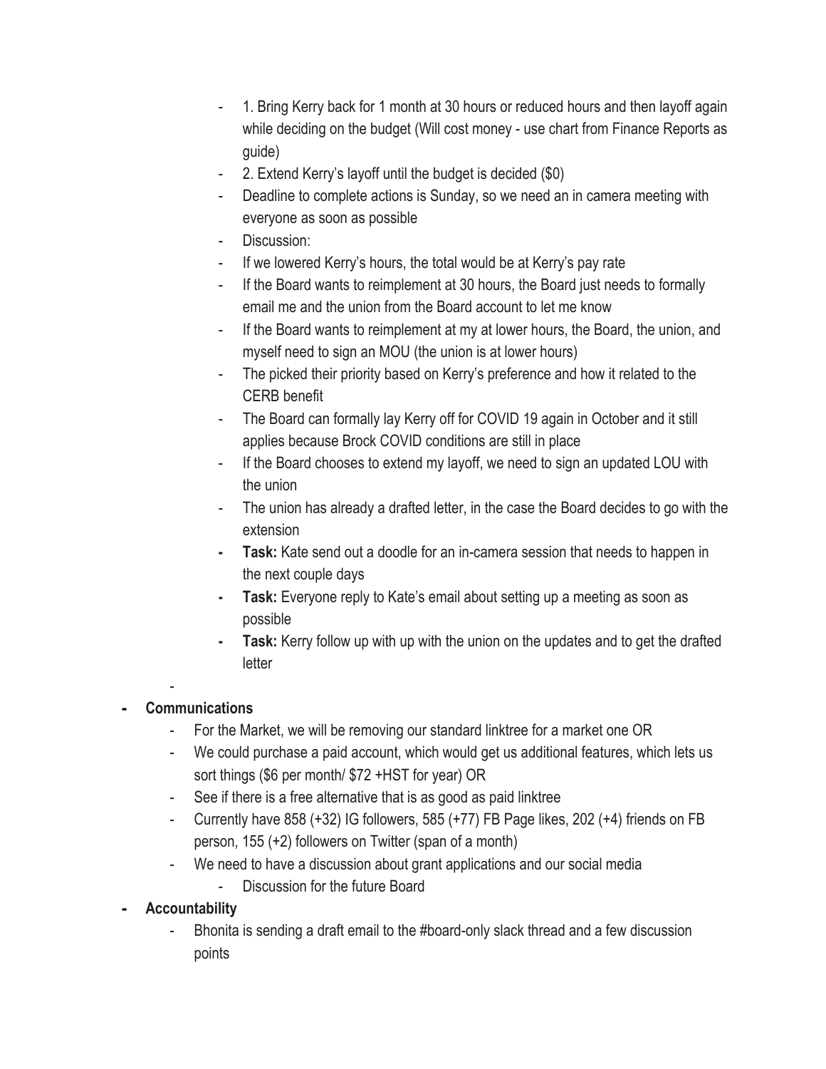- 1. Bring Kerry back for 1 month at 30 hours or reduced hours and then layoff again while deciding on the budget (Will cost money - use chart from Finance Reports as guide)
    - 2. Extend Kerry's layoff until the budget is decided ($0)
    - Deadline to complete actions is Sunday, so we need an in camera meeting with everyone as soon as possible
    - Discussion:
    - If we lowered Kerry's hours, the total would be at Kerry's pay rate
    - If the Board wants to reimplement at 30 hours, the Board just needs to formally email me and the union from the Board account to let me know
    - If the Board wants to reimplement at my at lower hours, the Board, the union, and myself need to sign an MOU (the union is at lower hours)
    - The picked their priority based on Kerry's preference and how it related to the CERB benefit
    - The Board can formally lay Kerry off for COVID 19 again in October and it still applies because Brock COVID conditions are still in place
    - If the Board chooses to extend my layoff, we need to sign an updated LOU with the union
    - The union has already a drafted letter, in the case the Board decides to go with the extension
    - **Task:** Kate send out a doodle for an in-camera session that needs to happen in the next couple days
    - **Task:** Everyone reply to Kate's email about setting up a meeting as soon as possible
    - **Task:** Kerry follow up with up with the union on the updates and to get the drafted letter
  -
- **Communications**
  - For the Market, we will be removing our standard linktree for a market one OR
  - We could purchase a paid account, which would get us additional features, which lets us sort things ($6 per month/ $72 +HST for year) OR
  - See if there is a free alternative that is as good as paid linktree
  - Currently have 858 (+32) IG followers, 585 (+77) FB Page likes, 202 (+4) friends on FB person, 155 (+2) followers on Twitter (span of a month)
  - We need to have a discussion about grant applications and our social media
    - Discussion for the future Board
- **Accountability**
  - Bhonita is sending a draft email to the #board-only slack thread and a few discussion points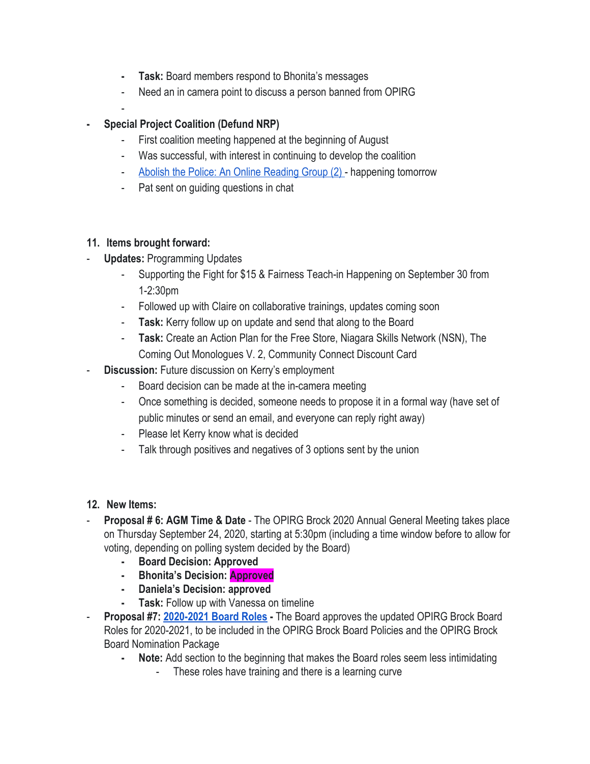- **Task:** Board members respond to Bhonita's messages
  - Need an in camera point to discuss a person banned from OPIRG
  -
- **Special Project Coalition (Defund NRP)**
  - First coalition meeting happened at the beginning of August
  - Was successful, with interest in continuing to develop the coalition
  - [Abolish the Police: An Online Reading Group (2)](#) - happening tomorrow
  - Pat sent on guiding questions in chat

**11. Items brought forward:**

- **Updates:** Programming Updates
  - Supporting the Fight for $15 & Fairness Teach-in Happening on September 30 from 1-2:30pm
  - Followed up with Claire on collaborative trainings, updates coming soon
  - **Task:** Kerry follow up on update and send that along to the Board
  - **Task:** Create an Action Plan for the Free Store, Niagara Skills Network (NSN), The Coming Out Monologues V. 2, Community Connect Discount Card
- **Discussion:** Future discussion on Kerry's employment
  - Board decision can be made at the in-camera meeting
  - Once something is decided, someone needs to propose it in a formal way (have set of public minutes or send an email, and everyone can reply right away)
  - Please let Kerry know what is decided
  - Talk through positives and negatives of 3 options sent by the union

**12. New Items:**

- **Proposal # 6: AGM Time & Date** - The OPIRG Brock 2020 Annual General Meeting takes place on Thursday September 24, 2020, starting at 5:30pm (including a time window before to allow for voting, depending on polling system decided by the Board)
  - **Board Decision: Approved**
  - **Bhonita's Decision: Approved**
  - **Daniela's Decision: approved**
  - **Task:** Follow up with Vanessa on timeline
- **Proposal #7: [2020-2021 Board Roles](#) -** The Board approves the updated OPIRG Brock Board Roles for 2020-2021, to be included in the OPIRG Brock Board Policies and the OPIRG Brock Board Nomination Package
  - **Note:** Add section to the beginning that makes the Board roles seem less intimidating
    - These roles have training and there is a learning curve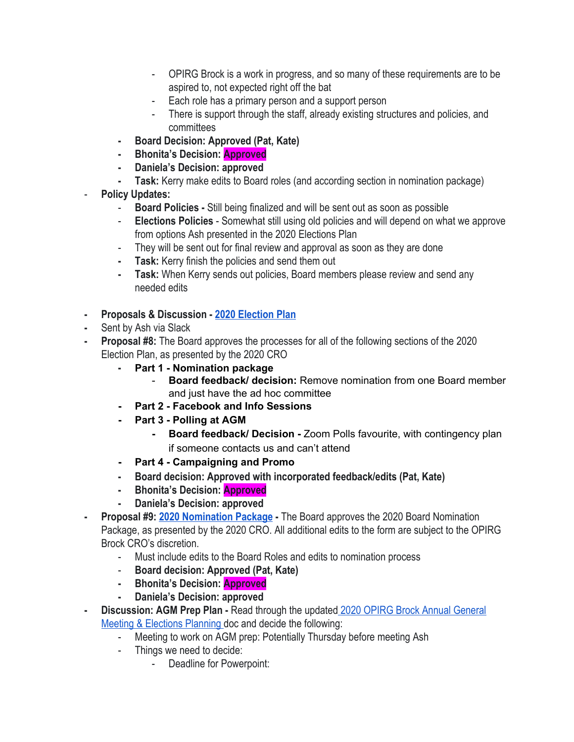- OPIRG Brock is a work in progress, and so many of these requirements are to be aspired to, not expected right off the bat
        - Each role has a primary person and a support person
        - There is support through the staff, already existing structures and policies, and committees
    - **Board Decision: Approved (Pat, Kate)**
    - **Bhonita's Decision: Approved**
    - **Daniela's Decision: approved**
    - **Task:** Kerry make edits to Board roles (and according section in nomination package)
- **Policy Updates:**
    - **Board Policies -** Still being finalized and will be sent out as soon as possible
    - **Elections Policies** - Somewhat still using old policies and will depend on what we approve from options Ash presented in the 2020 Elections Plan
    - They will be sent out for final review and approval as soon as they are done
    - **Task:** Kerry finish the policies and send them out
    - **Task:** When Kerry sends out policies, Board members please review and send any needed edits

- **Proposals & Discussion - 2020 Election Plan**
- Sent by Ash via Slack
- **Proposal #8:** The Board approves the processes for all of the following sections of the 2020 Election Plan, as presented by the 2020 CRO
    - **Part 1 - Nomination package**
        - **Board feedback/ decision:** Remove nomination from one Board member and just have the ad hoc committee
    - **Part 2 - Facebook and Info Sessions**
    - **Part 3 - Polling at AGM**
        - **Board feedback/ Decision -** Zoom Polls favourite, with contingency plan if someone contacts us and can't attend
    - **Part 4 - Campaigning and Promo**
    - **Board decision: Approved with incorporated feedback/edits (Pat, Kate)**
    - **Bhonita's Decision: Approved**
    - **Daniela's Decision: approved**
- **Proposal #9: 2020 Nomination Package -** The Board approves the 2020 Board Nomination Package, as presented by the 2020 CRO. All additional edits to the form are subject to the OPIRG Brock CRO's discretion.
    - Must include edits to the Board Roles and edits to nomination process
    - **Board decision: Approved (Pat, Kate)**
    - **Bhonita's Decision: Approved**
    - **Daniela's Decision: approved**
- **Discussion: AGM Prep Plan -** Read through the updated 2020 OPIRG Brock Annual General Meeting & Elections Planning doc and decide the following:
    - Meeting to work on AGM prep: Potentially Thursday before meeting Ash
    - Things we need to decide:
        - Deadline for Powerpoint: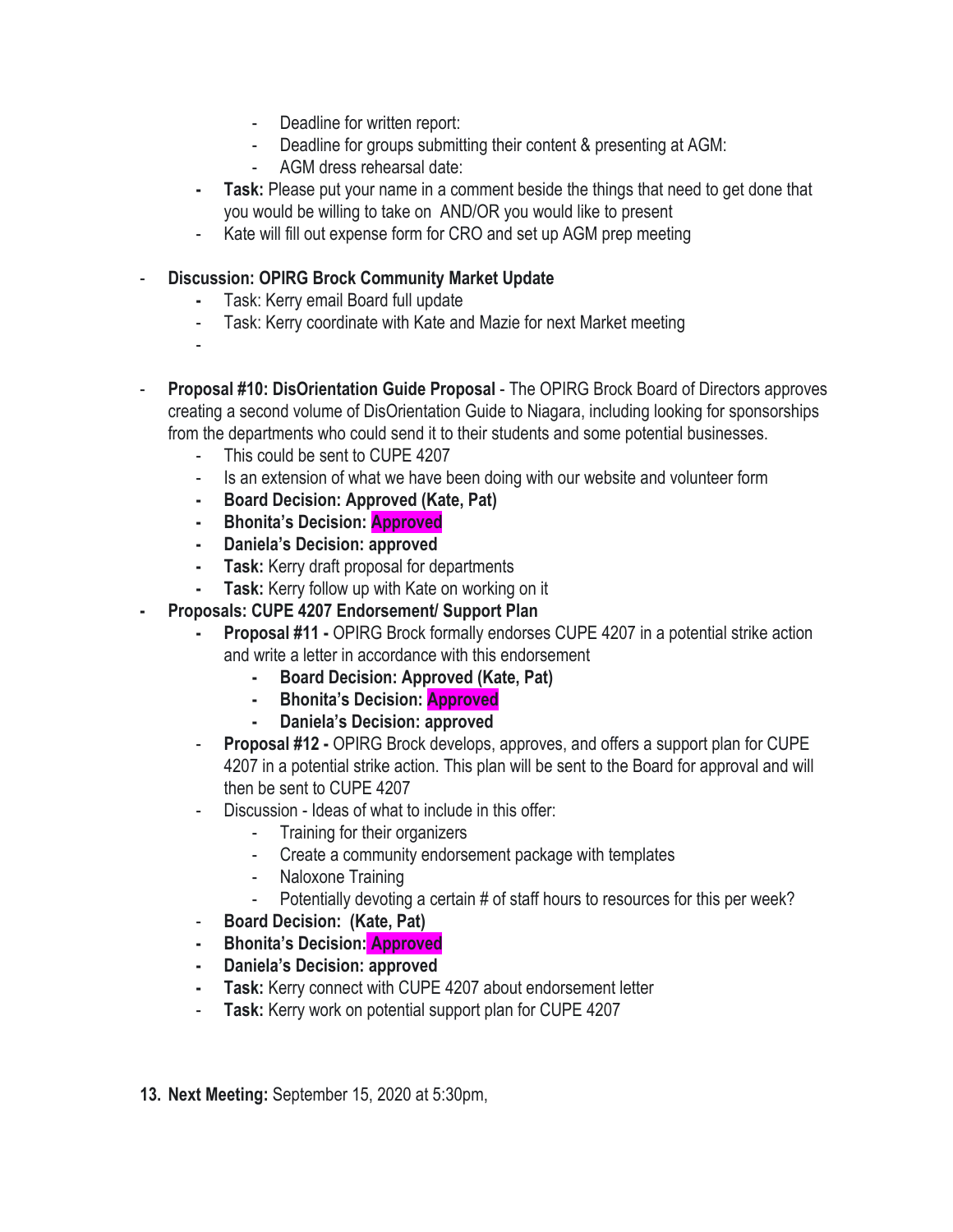- Deadline for written report:
        - Deadline for groups submitting their content & presenting at AGM:
        - AGM dress rehearsal date:
    - **Task:** Please put your name in a comment beside the things that need to get done that you would be willing to take on AND/OR you would like to present
    - Kate will fill out expense form for CRO and set up AGM prep meeting

- **Discussion: OPIRG Brock Community Market Update**
    - Task: Kerry email Board full update
    - Task: Kerry coordinate with Kate and Mazie for next Market meeting
    -

- **Proposal #10: DisOrientation Guide Proposal** - The OPIRG Brock Board of Directors approves creating a second volume of DisOrientation Guide to Niagara, including looking for sponsorships from the departments who could send it to their students and some potential businesses.
    - This could be sent to CUPE 4207
    - Is an extension of what we have been doing with our website and volunteer form
    - **Board Decision: Approved (Kate, Pat)**
    - **Bhonita's Decision: Approved**
    - **Daniela's Decision: approved**
    - **Task:** Kerry draft proposal for departments
    - **Task:** Kerry follow up with Kate on working on it
- **Proposals: CUPE 4207 Endorsement/ Support Plan**
    - **Proposal #11 -** OPIRG Brock formally endorses CUPE 4207 in a potential strike action and write a letter in accordance with this endorsement
        - **Board Decision: Approved (Kate, Pat)**
        - **Bhonita's Decision: Approved**
        - **Daniela's Decision: approved**
    - **Proposal #12 -** OPIRG Brock develops, approves, and offers a support plan for CUPE 4207 in a potential strike action. This plan will be sent to the Board for approval and will then be sent to CUPE 4207
    - Discussion - Ideas of what to include in this offer:
        - Training for their organizers
        - Create a community endorsement package with templates
        - Naloxone Training
        - Potentially devoting a certain # of staff hours to resources for this per week?
    - **Board Decision: (Kate, Pat)**
    - **Bhonita's Decision: Approved**
    - **Daniela's Decision: approved**
    - **Task:** Kerry connect with CUPE 4207 about endorsement letter
    - **Task:** Kerry work on potential support plan for CUPE 4207

13. **Next Meeting:** September 15, 2020 at 5:30pm,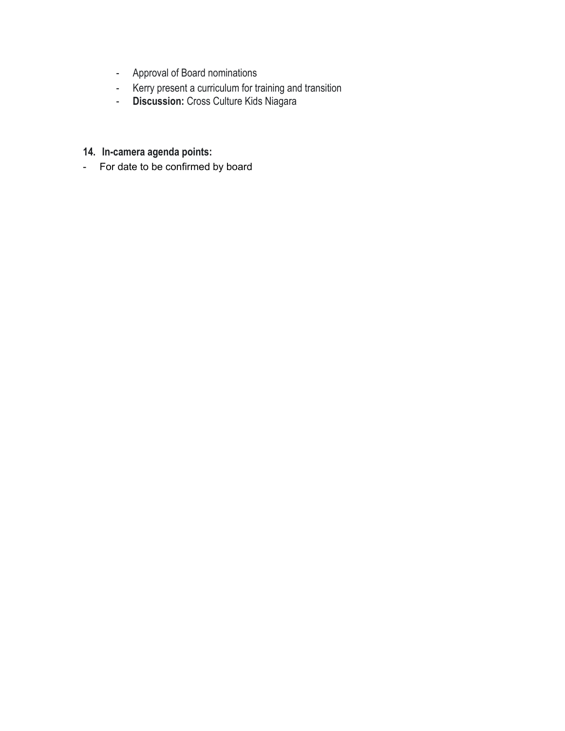- Approval of Board nominations
- Kerry present a curriculum for training and transition
- **Discussion:** Cross Culture Kids Niagara

**14. In-camera agenda points:**

- For date to be confirmed by board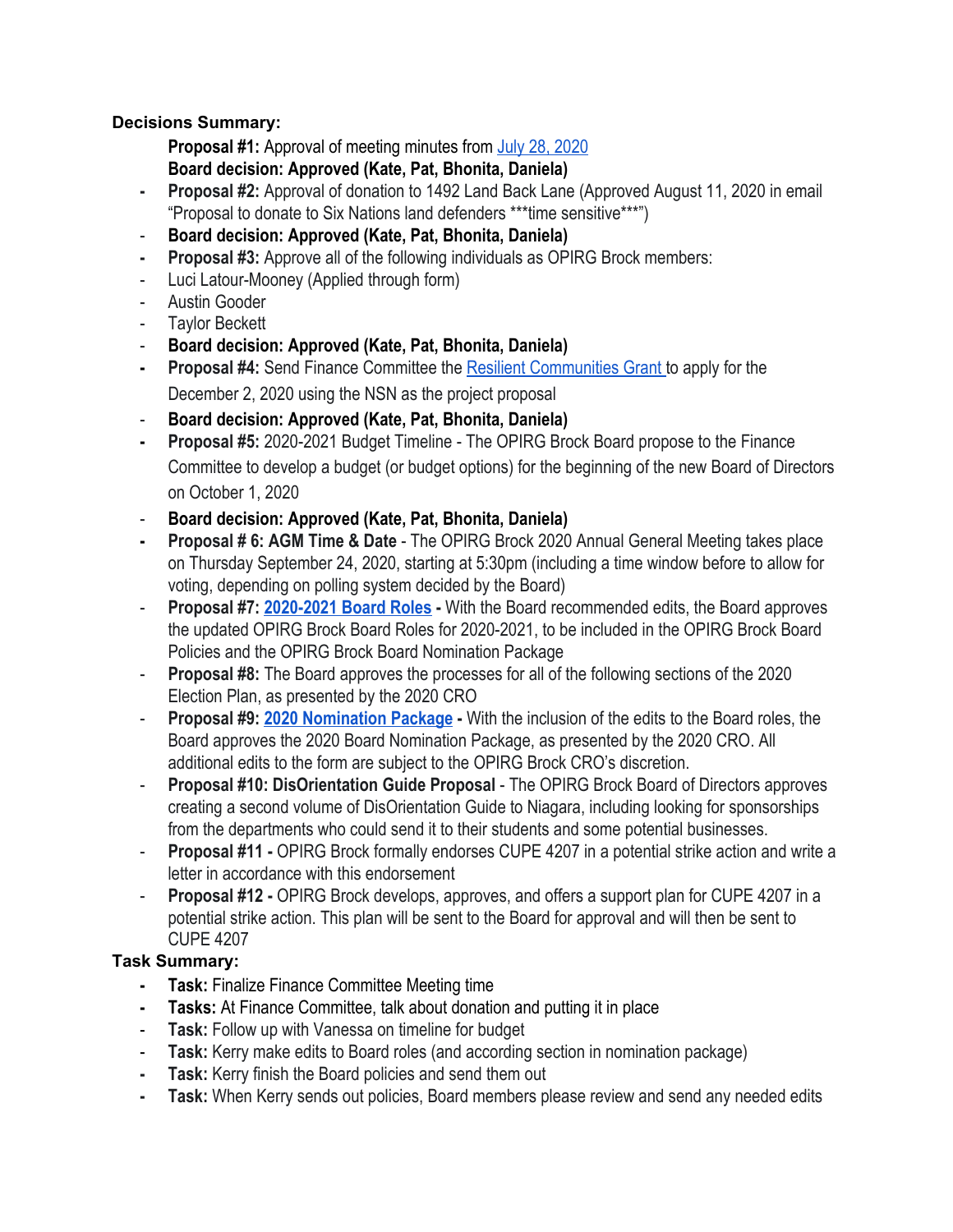**Decisions Summary:**

**Proposal #1:** Approval of meeting minutes from July 28, 2020
**Board decision: Approved (Kate, Pat, Bhonita, Daniela)**

- **Proposal #2:** Approval of donation to 1492 Land Back Lane (Approved August 11, 2020 in email "Proposal to donate to Six Nations land defenders ***time sensitive***")
- **Board decision: Approved (Kate, Pat, Bhonita, Daniela)**
- **Proposal #3:** Approve all of the following individuals as OPIRG Brock members:
- Luci Latour-Mooney (Applied through form)
- Austin Gooder
- Taylor Beckett
- **Board decision: Approved (Kate, Pat, Bhonita, Daniela)**
- **Proposal #4:** Send Finance Committee the Resilient Communities Grant to apply for the December 2, 2020 using the NSN as the project proposal
- **Board decision: Approved (Kate, Pat, Bhonita, Daniela)**
- **Proposal #5:** 2020-2021 Budget Timeline - The OPIRG Brock Board propose to the Finance Committee to develop a budget (or budget options) for the beginning of the new Board of Directors on October 1, 2020
- **Board decision: Approved (Kate, Pat, Bhonita, Daniela)**
- **Proposal # 6: AGM Time & Date** - The OPIRG Brock 2020 Annual General Meeting takes place on Thursday September 24, 2020, starting at 5:30pm (including a time window before to allow for voting, depending on polling system decided by the Board)
- **Proposal #7: 2020-2021 Board Roles -** With the Board recommended edits, the Board approves the updated OPIRG Brock Board Roles for 2020-2021, to be included in the OPIRG Brock Board Policies and the OPIRG Brock Board Nomination Package
- **Proposal #8:** The Board approves the processes for all of the following sections of the 2020 Election Plan, as presented by the 2020 CRO
- **Proposal #9: 2020 Nomination Package -** With the inclusion of the edits to the Board roles, the Board approves the 2020 Board Nomination Package, as presented by the 2020 CRO. All additional edits to the form are subject to the OPIRG Brock CRO's discretion.
- **Proposal #10: DisOrientation Guide Proposal** - The OPIRG Brock Board of Directors approves creating a second volume of DisOrientation Guide to Niagara, including looking for sponsorships from the departments who could send it to their students and some potential businesses.
- **Proposal #11 -** OPIRG Brock formally endorses CUPE 4207 in a potential strike action and write a letter in accordance with this endorsement
- **Proposal #12 -** OPIRG Brock develops, approves, and offers a support plan for CUPE 4207 in a potential strike action. This plan will be sent to the Board for approval and will then be sent to CUPE 4207

**Task Summary:**

- **Task:** Finalize Finance Committee Meeting time
- **Tasks:** At Finance Committee, talk about donation and putting it in place
- **Task:** Follow up with Vanessa on timeline for budget
- **Task:** Kerry make edits to Board roles (and according section in nomination package)
- **Task:** Kerry finish the Board policies and send them out
- **Task:** When Kerry sends out policies, Board members please review and send any needed edits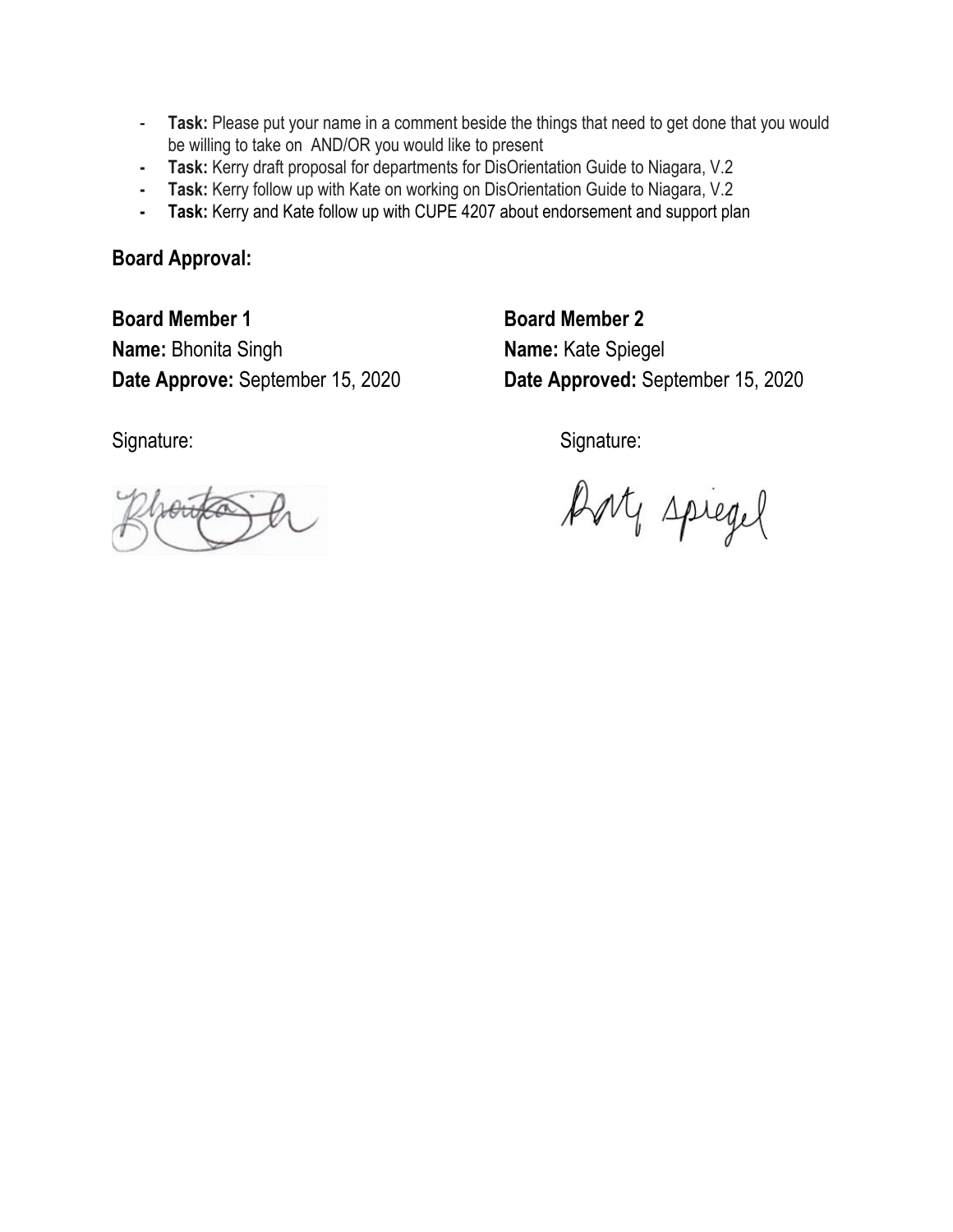- **Task:** Please put your name in a comment beside the things that need to get done that you would be willing to take on AND/OR you would like to present
- **Task:** Kerry draft proposal for departments for DisOrientation Guide to Niagara, V.2
- **Task:** Kerry follow up with Kate on working on DisOrientation Guide to Niagara, V.2
- **Task:** Kerry and Kate follow up with CUPE 4207 about endorsement and support plan

**Board Approval:**

**Board Member 1**
**Name:** Bhonita Singh
**Date Approve:** September 15, 2020

Signature:

**Board Member 2**
**Name:** Kate Spiegel
**Date Approved:** September 15, 2020

Signature: